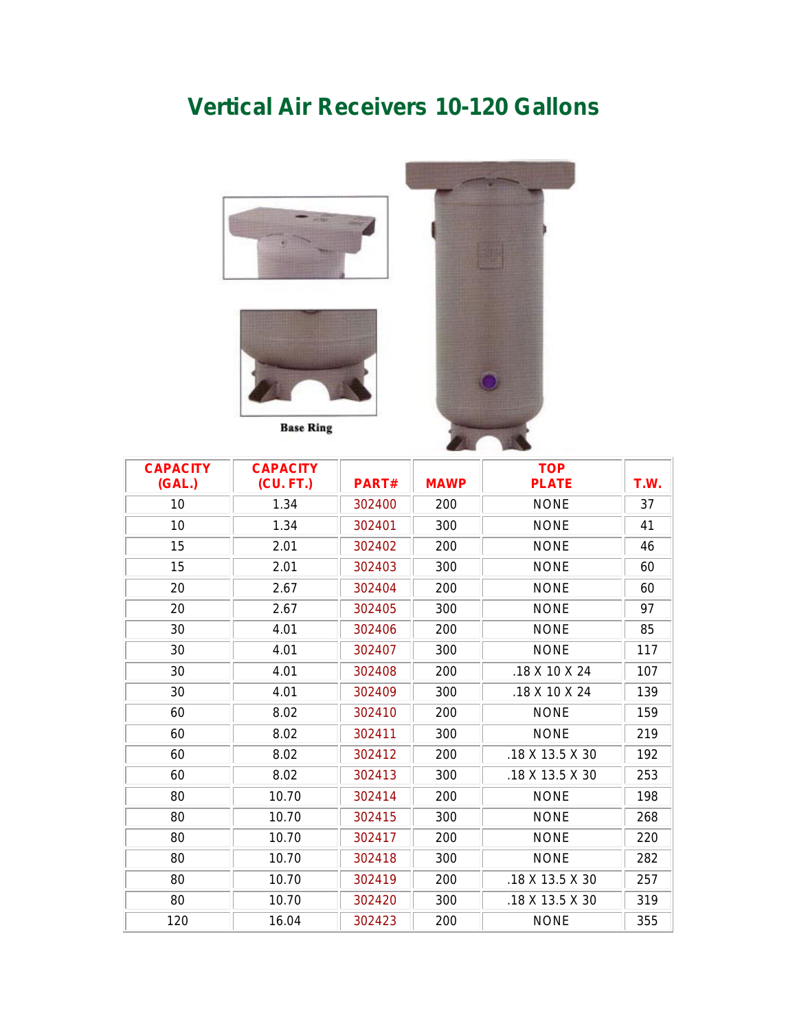# Vertical Air Receivers 10-120 Gallons

Base Ring

| CAPACITY (GAL.) | CAPACITY (CU. FT.) | PART# | MAWP | TOP PLATE | T.W. |
|---|---|---|---|---|---|
| 10 | 1.34 | 302400 | 200 | NONE | 37 |
| 10 | 1.34 | 302401 | 300 | NONE | 41 |
| 15 | 2.01 | 302402 | 200 | NONE | 46 |
| 15 | 2.01 | 302403 | 300 | NONE | 60 |
| 20 | 2.67 | 302404 | 200 | NONE | 60 |
| 20 | 2.67 | 302405 | 300 | NONE | 97 |
| 30 | 4.01 | 302406 | 200 | NONE | 85 |
| 30 | 4.01 | 302407 | 300 | NONE | 117 |
| 30 | 4.01 | 302408 | 200 | .18 X 10 X 24 | 107 |
| 30 | 4.01 | 302409 | 300 | .18 X 10 X 24 | 139 |
| 60 | 8.02 | 302410 | 200 | NONE | 159 |
| 60 | 8.02 | 302411 | 300 | NONE | 219 |
| 60 | 8.02 | 302412 | 200 | .18 X 13.5 X 30 | 192 |
| 60 | 8.02 | 302413 | 300 | .18 X 13.5 X 30 | 253 |
| 80 | 10.70 | 302414 | 200 | NONE | 198 |
| 80 | 10.70 | 302415 | 300 | NONE | 268 |
| 80 | 10.70 | 302417 | 200 | NONE | 220 |
| 80 | 10.70 | 302418 | 300 | NONE | 282 |
| 80 | 10.70 | 302419 | 200 | .18 X 13.5 X 30 | 257 |
| 80 | 10.70 | 302420 | 300 | .18 X 13.5 X 30 | 319 |
| 120 | 16.04 | 302423 | 200 | NONE | 355 |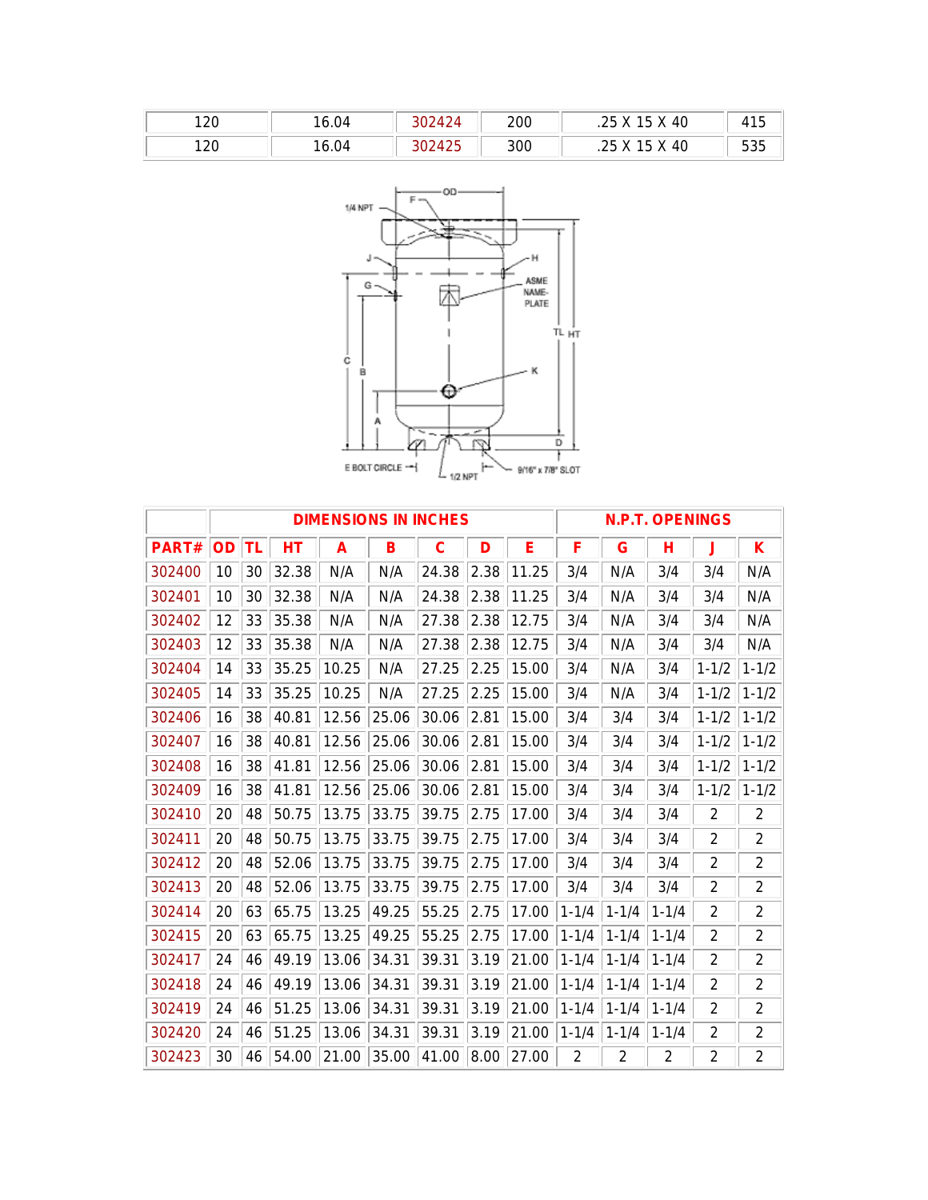| 120 | 16.04 | 302424 | 200 | .25 X 15 X 40 | 415 |
|---|---|---|---|---|---|
| 120 | 16.04 | 302425 | 300 | .25 X 15 X 40 | 535 |

| | DIMENSIONS IN INCHES | | | | | | | | N.P.T. OPENINGS | | | | |
|---|---|---|---|---|---|---|---|---|---|---|---|---|---|
| PART# | OD | TL | HT | A | B | C | D | E | F | G | H | J | K |
| 302400 | 10 | 30 | 32.38 | N/A | N/A | 24.38 | 2.38 | 11.25 | 3/4 | N/A | 3/4 | 3/4 | N/A |
| 302401 | 10 | 30 | 32.38 | N/A | N/A | 24.38 | 2.38 | 11.25 | 3/4 | N/A | 3/4 | 3/4 | N/A |
| 302402 | 12 | 33 | 35.38 | N/A | N/A | 27.38 | 2.38 | 12.75 | 3/4 | N/A | 3/4 | 3/4 | N/A |
| 302403 | 12 | 33 | 35.38 | N/A | N/A | 27.38 | 2.38 | 12.75 | 3/4 | N/A | 3/4 | 3/4 | N/A |
| 302404 | 14 | 33 | 35.25 | 10.25 | N/A | 27.25 | 2.25 | 15.00 | 3/4 | N/A | 3/4 | 1-1/2 | 1-1/2 |
| 302405 | 14 | 33 | 35.25 | 10.25 | N/A | 27.25 | 2.25 | 15.00 | 3/4 | N/A | 3/4 | 1-1/2 | 1-1/2 |
| 302406 | 16 | 38 | 40.81 | 12.56 | 25.06 | 30.06 | 2.81 | 15.00 | 3/4 | 3/4 | 3/4 | 1-1/2 | 1-1/2 |
| 302407 | 16 | 38 | 40.81 | 12.56 | 25.06 | 30.06 | 2.81 | 15.00 | 3/4 | 3/4 | 3/4 | 1-1/2 | 1-1/2 |
| 302408 | 16 | 38 | 41.81 | 12.56 | 25.06 | 30.06 | 2.81 | 15.00 | 3/4 | 3/4 | 3/4 | 1-1/2 | 1-1/2 |
| 302409 | 16 | 38 | 41.81 | 12.56 | 25.06 | 30.06 | 2.81 | 15.00 | 3/4 | 3/4 | 3/4 | 1-1/2 | 1-1/2 |
| 302410 | 20 | 48 | 50.75 | 13.75 | 33.75 | 39.75 | 2.75 | 17.00 | 3/4 | 3/4 | 3/4 | 2 | 2 |
| 302411 | 20 | 48 | 50.75 | 13.75 | 33.75 | 39.75 | 2.75 | 17.00 | 3/4 | 3/4 | 3/4 | 2 | 2 |
| 302412 | 20 | 48 | 52.06 | 13.75 | 33.75 | 39.75 | 2.75 | 17.00 | 3/4 | 3/4 | 3/4 | 2 | 2 |
| 302413 | 20 | 48 | 52.06 | 13.75 | 33.75 | 39.75 | 2.75 | 17.00 | 3/4 | 3/4 | 3/4 | 2 | 2 |
| 302414 | 20 | 63 | 65.75 | 13.25 | 49.25 | 55.25 | 2.75 | 17.00 | 1-1/4 | 1-1/4 | 1-1/4 | 2 | 2 |
| 302415 | 20 | 63 | 65.75 | 13.25 | 49.25 | 55.25 | 2.75 | 17.00 | 1-1/4 | 1-1/4 | 1-1/4 | 2 | 2 |
| 302417 | 24 | 46 | 49.19 | 13.06 | 34.31 | 39.31 | 3.19 | 21.00 | 1-1/4 | 1-1/4 | 1-1/4 | 2 | 2 |
| 302418 | 24 | 46 | 49.19 | 13.06 | 34.31 | 39.31 | 3.19 | 21.00 | 1-1/4 | 1-1/4 | 1-1/4 | 2 | 2 |
| 302419 | 24 | 46 | 51.25 | 13.06 | 34.31 | 39.31 | 3.19 | 21.00 | 1-1/4 | 1-1/4 | 1-1/4 | 2 | 2 |
| 302420 | 24 | 46 | 51.25 | 13.06 | 34.31 | 39.31 | 3.19 | 21.00 | 1-1/4 | 1-1/4 | 1-1/4 | 2 | 2 |
| 302423 | 30 | 46 | 54.00 | 21.00 | 35.00 | 41.00 | 8.00 | 27.00 | 2 | 2 | 2 | 2 | 2 |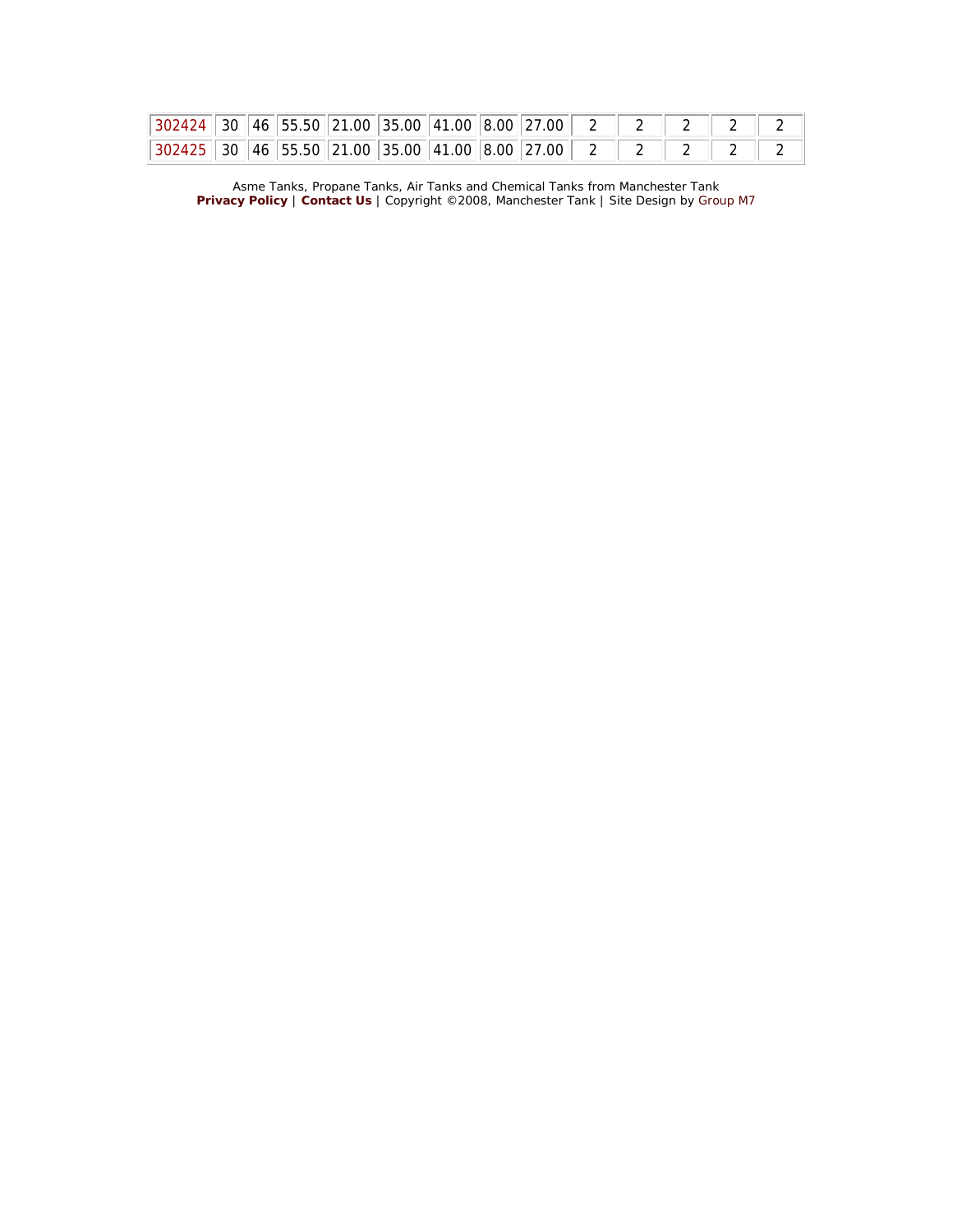| | | | | | | | | | | | | | |
|---|---|---|---|---|---|---|---|---|---|---|---|---|---|
| 302424 | 30 | 46 | 55.50 | 21.00 | 35.00 | 41.00 | 8.00 | 27.00 | 2 | 2 | 2 | 2 | 2 |
| 302425 | 30 | 46 | 55.50 | 21.00 | 35.00 | 41.00 | 8.00 | 27.00 | 2 | 2 | 2 | 2 | 2 |

Asme Tanks, Propane Tanks, Air Tanks and Chemical Tanks from Manchester Tank
**Privacy Policy** | **Contact Us** | Copyright ©2008, Manchester Tank | Site Design by Group M7